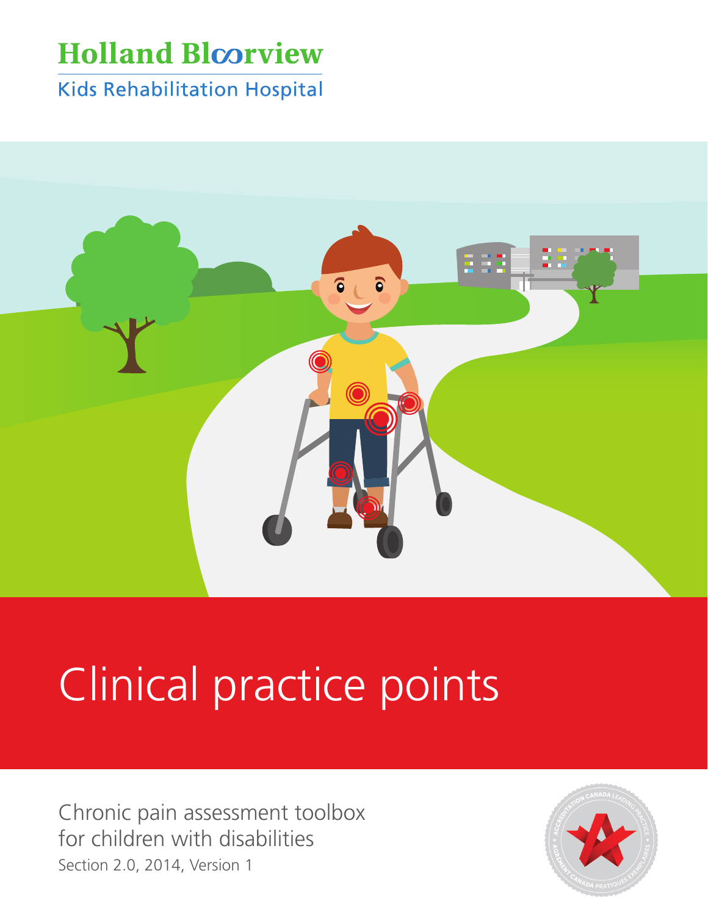Holland Bloorview

Kids Rehabilitation Hospital

# Clinical practice points

Chronic pain assessment toolbox for children with disabilities

Section 2.0, 2014, Version 1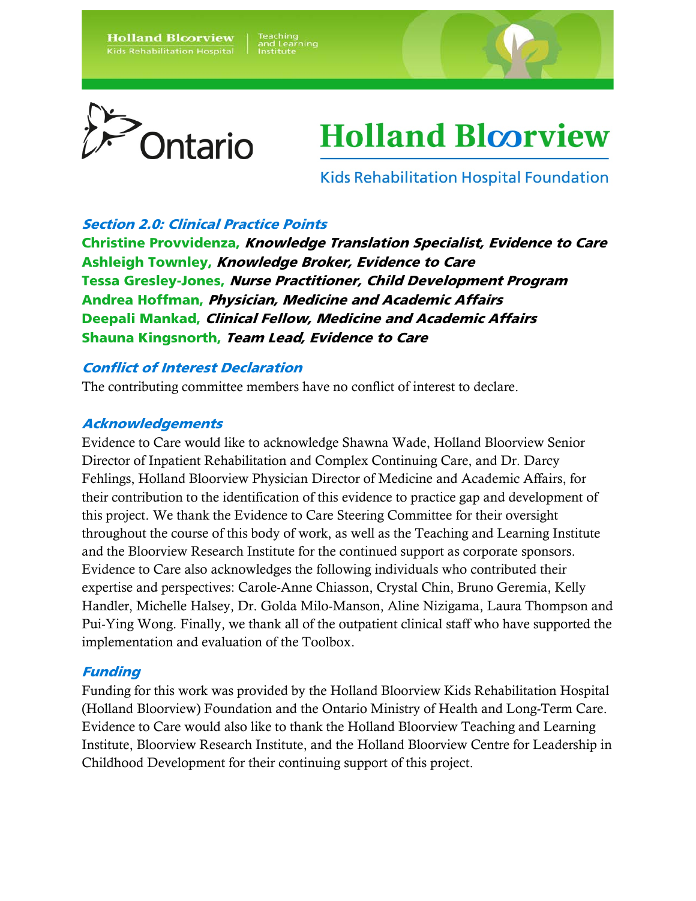Holland Bloorview Kids Rehabilitation Hospital | Teaching and Learning Institute

Ontario

Holland Bloorview Kids Rehabilitation Hospital Foundation

### Section 2.0: Clinical Practice Points

**Christine Provvidenza,** ***Knowledge Translation Specialist, Evidence to Care***
**Ashleigh Townley,** ***Knowledge Broker, Evidence to Care***
**Tessa Gresley-Jones,** ***Nurse Practitioner, Child Development Program***
**Andrea Hoffman,** ***Physician, Medicine and Academic Affairs***
**Deepali Mankad,** ***Clinical Fellow, Medicine and Academic Affairs***
**Shauna Kingsnorth,** ***Team Lead, Evidence to Care***

### Conflict of Interest Declaration

The contributing committee members have no conflict of interest to declare.

### Acknowledgements

Evidence to Care would like to acknowledge Shawna Wade, Holland Bloorview Senior Director of Inpatient Rehabilitation and Complex Continuing Care, and Dr. Darcy Fehlings, Holland Bloorview Physician Director of Medicine and Academic Affairs, for their contribution to the identification of this evidence to practice gap and development of this project. We thank the Evidence to Care Steering Committee for their oversight throughout the course of this body of work, as well as the Teaching and Learning Institute and the Bloorview Research Institute for the continued support as corporate sponsors. Evidence to Care also acknowledges the following individuals who contributed their expertise and perspectives: Carole-Anne Chiasson, Crystal Chin, Bruno Geremia, Kelly Handler, Michelle Halsey, Dr. Golda Milo-Manson, Aline Nizigama, Laura Thompson and Pui-Ying Wong. Finally, we thank all of the outpatient clinical staff who have supported the implementation and evaluation of the Toolbox.

### Funding

Funding for this work was provided by the Holland Bloorview Kids Rehabilitation Hospital (Holland Bloorview) Foundation and the Ontario Ministry of Health and Long-Term Care. Evidence to Care would also like to thank the Holland Bloorview Teaching and Learning Institute, Bloorview Research Institute, and the Holland Bloorview Centre for Leadership in Childhood Development for their continuing support of this project.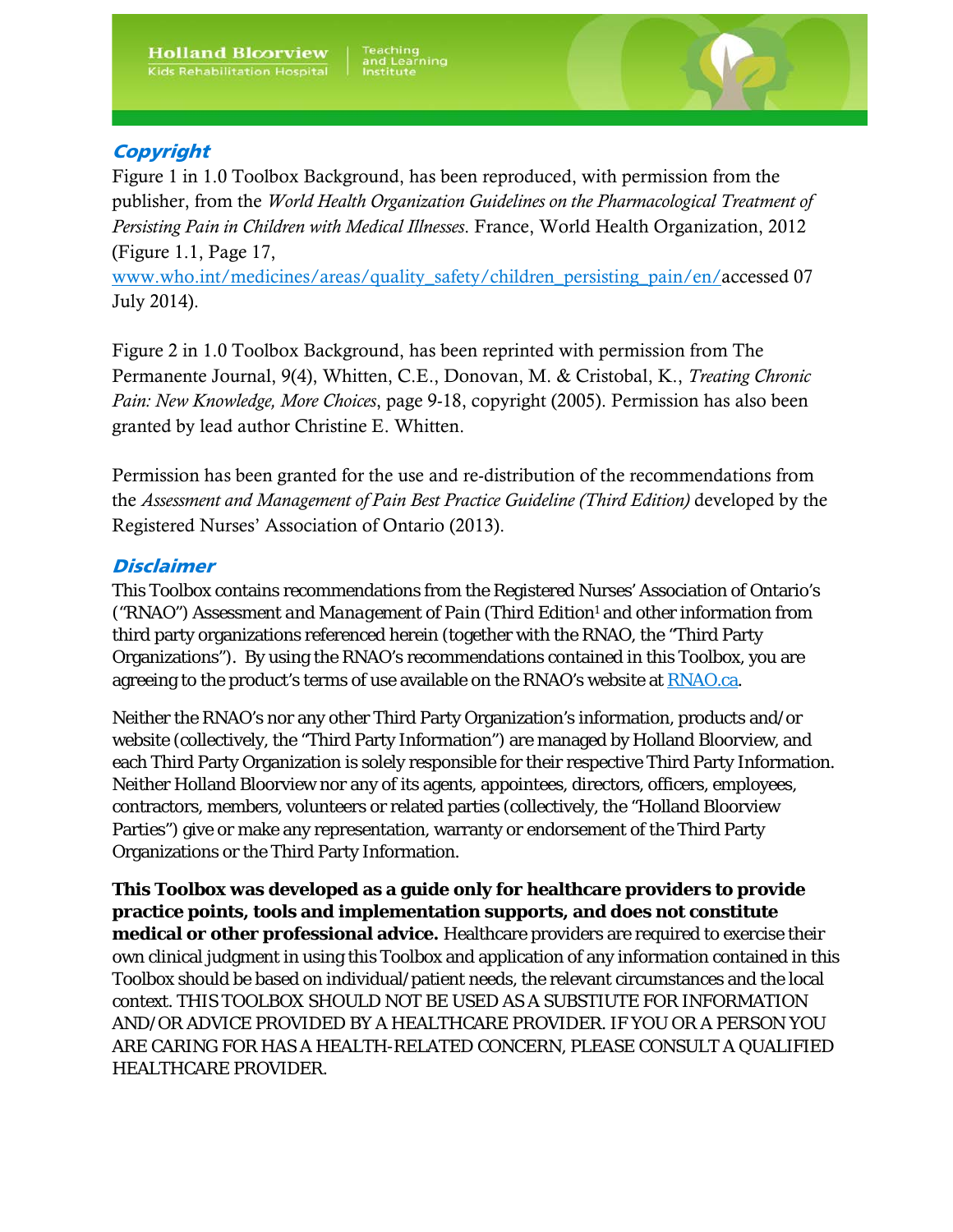## Copyright

Figure 1 in 1.0 Toolbox Background, has been reproduced, with permission from the publisher, from the *World Health Organization Guidelines on the Pharmacological Treatment of Persisting Pain in Children with Medical Illnesses*. France, World Health Organization, 2012 (Figure 1.1, Page 17, www.who.int/medicines/areas/quality_safety/children_persisting_pain/en/accessed 07 July 2014).

Figure 2 in 1.0 Toolbox Background, has been reprinted with permission from The Permanente Journal, 9(4), Whitten, C.E., Donovan, M. & Cristobal, K., *Treating Chronic Pain: New Knowledge, More Choices*, page 9-18, copyright (2005). Permission has also been granted by lead author Christine E. Whitten.

Permission has been granted for the use and re-distribution of the recommendations from the *Assessment and Management of Pain Best Practice Guideline (Third Edition)* developed by the Registered Nurses' Association of Ontario (2013).

## Disclaimer

This Toolbox contains recommendations from the Registered Nurses' Association of Ontario's ("RNAO") *Assessment and Management of Pain* (Third Edition[1] and other information from third party organizations referenced herein (together with the RNAO, the "Third Party Organizations"). By using the RNAO's recommendations contained in this Toolbox, you are agreeing to the product's terms of use available on the RNAO's website at RNAO.ca.

Neither the RNAO's nor any other Third Party Organization's information, products and/or website (collectively, the "Third Party Information") are managed by Holland Bloorview, and each Third Party Organization is solely responsible for their respective Third Party Information. Neither Holland Bloorview nor any of its agents, appointees, directors, officers, employees, contractors, members, volunteers or related parties (collectively, the "Holland Bloorview Parties") give or make any representation, warranty or endorsement of the Third Party Organizations or the Third Party Information.

**This Toolbox was developed as a guide only for healthcare providers to provide practice points, tools and implementation supports, and does not constitute medical or other professional advice.** Healthcare providers are required to exercise their own clinical judgment in using this Toolbox and application of any information contained in this Toolbox should be based on individual/patient needs, the relevant circumstances and the local context. THIS TOOLBOX SHOULD NOT BE USED AS A SUBSTIUTE FOR INFORMATION AND/OR ADVICE PROVIDED BY A HEALTHCARE PROVIDER. IF YOU OR A PERSON YOU ARE CARING FOR HAS A HEALTH-RELATED CONCERN, PLEASE CONSULT A QUALIFIED HEALTHCARE PROVIDER.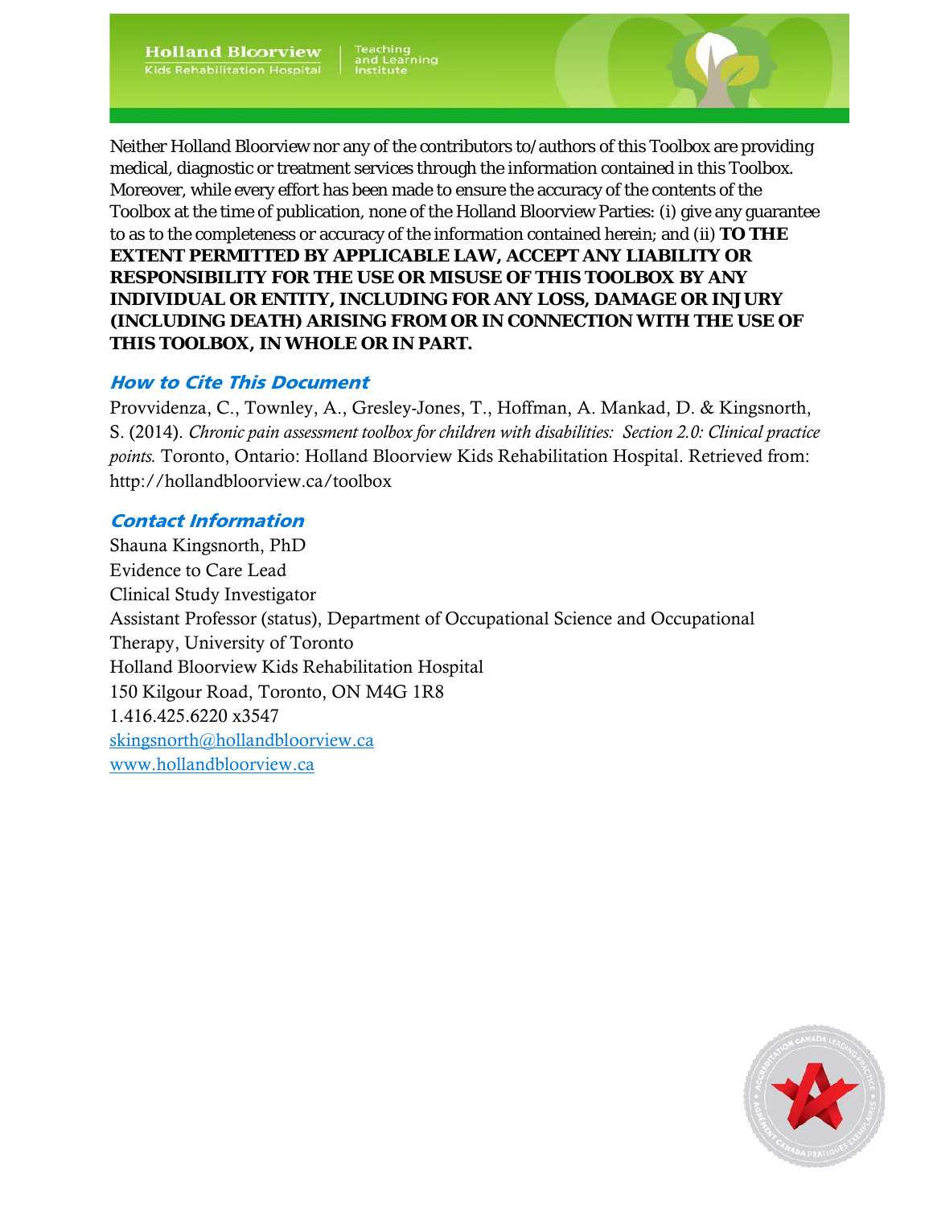Neither Holland Bloorview nor any of the contributors to/authors of this Toolbox are providing medical, diagnostic or treatment services through the information contained in this Toolbox. Moreover, while every effort has been made to ensure the accuracy of the contents of the Toolbox at the time of publication, none of the Holland Bloorview Parties: (i) give any guarantee to as to the completeness or accuracy of the information contained herein; and (ii) **TO THE EXTENT PERMITTED BY APPLICABLE LAW, ACCEPT ANY LIABILITY OR RESPONSIBILITY FOR THE USE OR MISUSE OF THIS TOOLBOX BY ANY INDIVIDUAL OR ENTITY, INCLUDING FOR ANY LOSS, DAMAGE OR INJURY (INCLUDING DEATH) ARISING FROM OR IN CONNECTION WITH THE USE OF THIS TOOLBOX, IN WHOLE OR IN PART.**

## How to Cite This Document

Provvidenza, C., Townley, A., Gresley-Jones, T., Hoffman, A. Mankad, D. & Kingsnorth, S. (2014). *Chronic pain assessment toolbox for children with disabilities: Section 2.0: Clinical practice points.* Toronto, Ontario: Holland Bloorview Kids Rehabilitation Hospital. Retrieved from: http://hollandbloorview.ca/toolbox

## Contact Information

Shauna Kingsnorth, PhD
Evidence to Care Lead
Clinical Study Investigator
Assistant Professor (status), Department of Occupational Science and Occupational Therapy, University of Toronto
Holland Bloorview Kids Rehabilitation Hospital
150 Kilgour Road, Toronto, ON M4G 1R8
1.416.425.6220 x3547
skingsnorth@hollandbloorview.ca
www.hollandbloorview.ca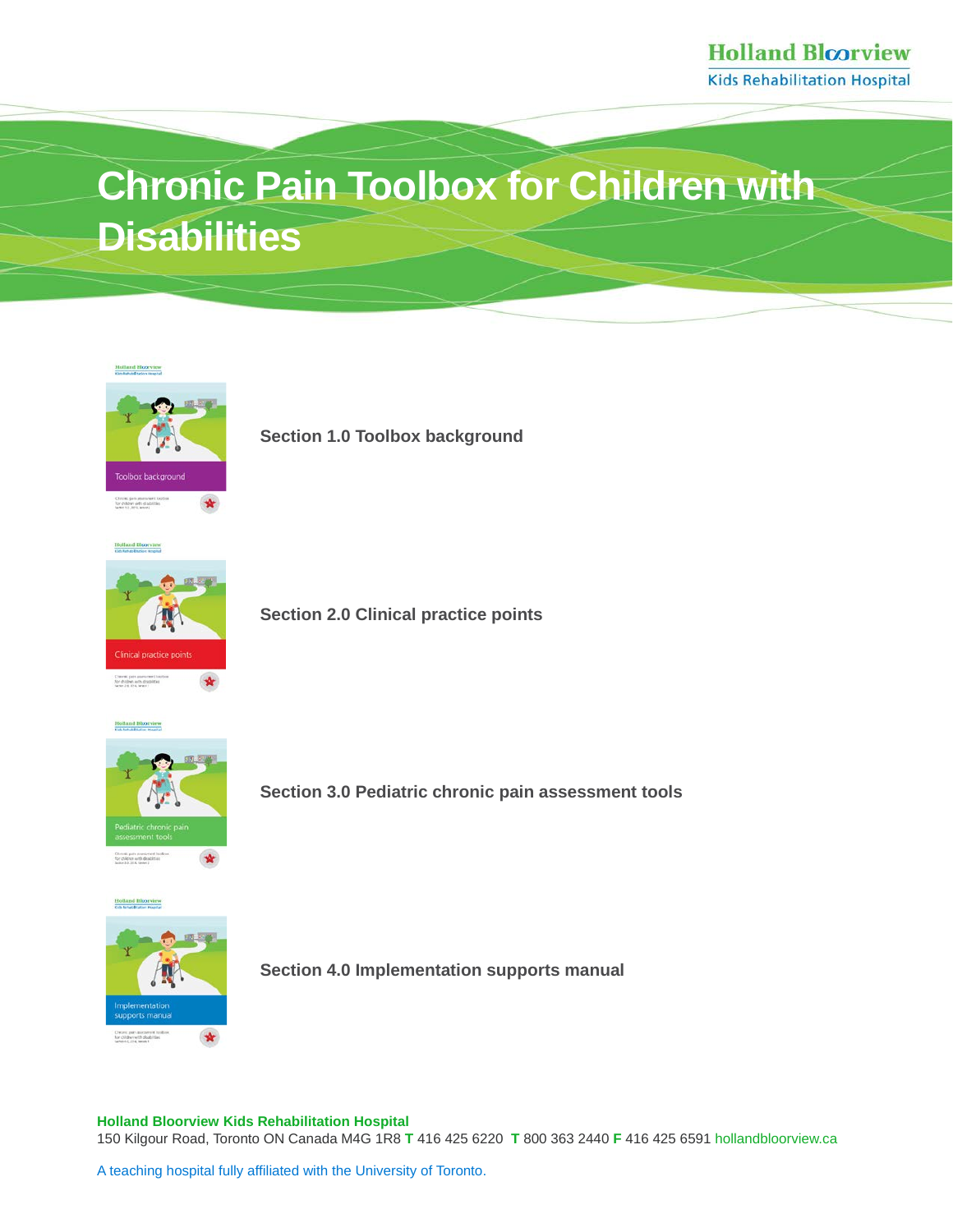Holland Bloorview
Kids Rehabilitation Hospital

# Chronic Pain Toolbox for Children with Disabilities

**Section 1.0 Toolbox background**

**Section 2.0 Clinical practice points**

**Section 3.0 Pediatric chronic pain assessment tools**

**Section 4.0 Implementation supports manual**

**Holland Bloorview Kids Rehabilitation Hospital**
150 Kilgour Road, Toronto ON Canada M4G 1R8 **T** 416 425 6220 **T** 800 363 2440 **F** 416 425 6591 hollandbloorview.ca

A teaching hospital fully affiliated with the University of Toronto.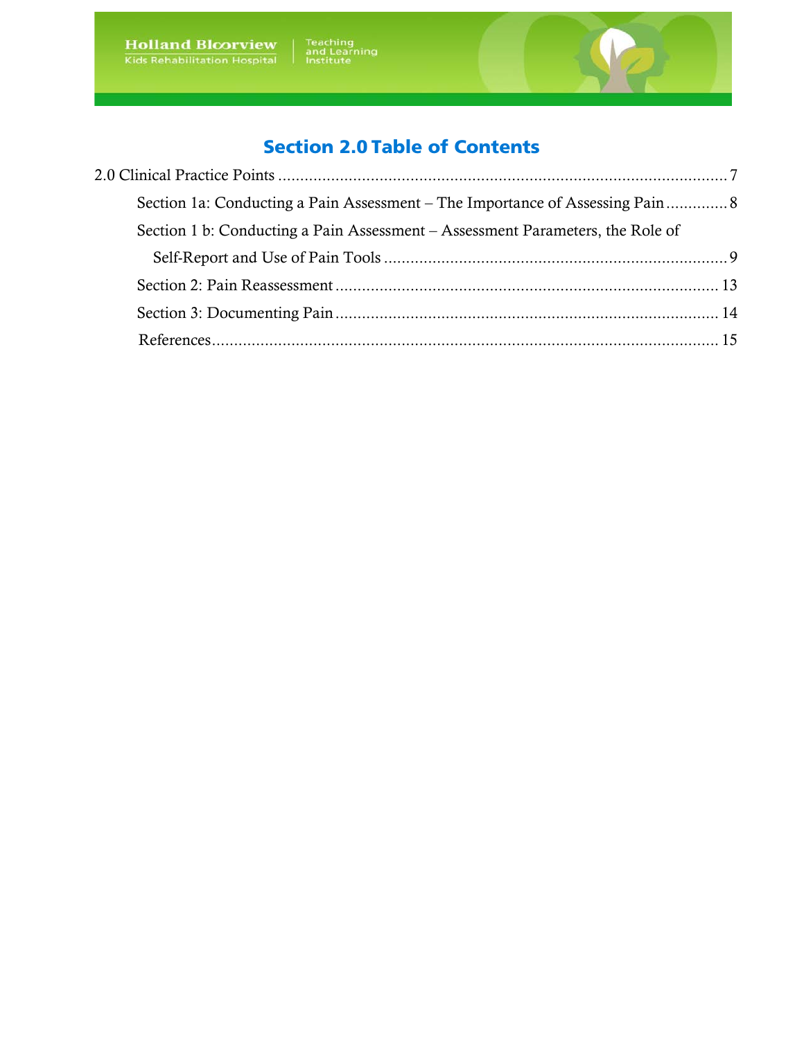## Section 2.0 Table of Contents

2.0 Clinical Practice Points .......... 7

- Section 1a: Conducting a Pain Assessment – The Importance of Assessing Pain .......... 8
- Section 1 b: Conducting a Pain Assessment – Assessment Parameters, the Role of Self-Report and Use of Pain Tools .......... 9
- Section 2: Pain Reassessment .......... 13
- Section 3: Documenting Pain .......... 14
- References .......... 15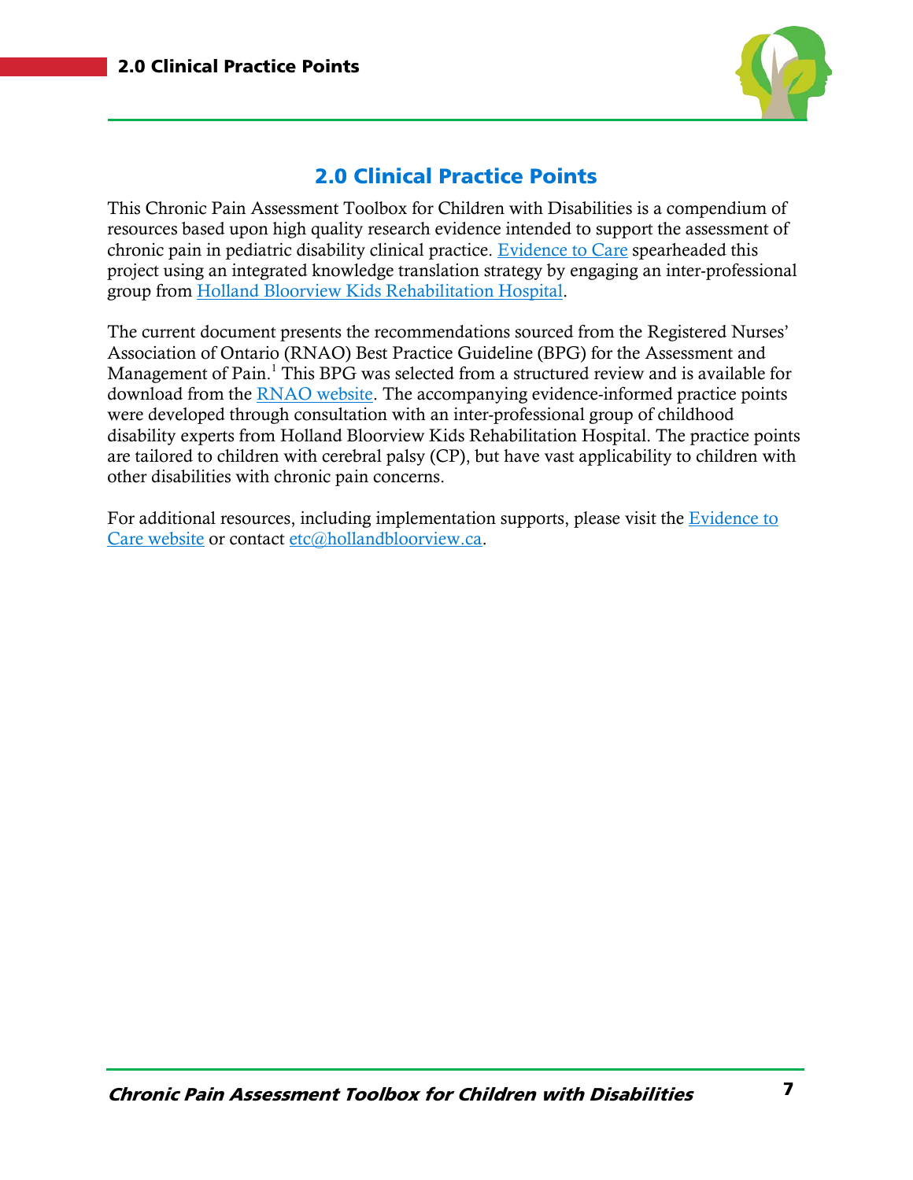# 2.0 Clinical Practice Points

This Chronic Pain Assessment Toolbox for Children with Disabilities is a compendium of resources based upon high quality research evidence intended to support the assessment of chronic pain in pediatric disability clinical practice. Evidence to Care spearheaded this project using an integrated knowledge translation strategy by engaging an inter-professional group from Holland Bloorview Kids Rehabilitation Hospital.

The current document presents the recommendations sourced from the Registered Nurses' Association of Ontario (RNAO) Best Practice Guideline (BPG) for the Assessment and Management of Pain.[1] This BPG was selected from a structured review and is available for download from the RNAO website. The accompanying evidence-informed practice points were developed through consultation with an inter-professional group of childhood disability experts from Holland Bloorview Kids Rehabilitation Hospital. The practice points are tailored to children with cerebral palsy (CP), but have vast applicability to children with other disabilities with chronic pain concerns.

For additional resources, including implementation supports, please visit the Evidence to Care website or contact etc@hollandbloorview.ca.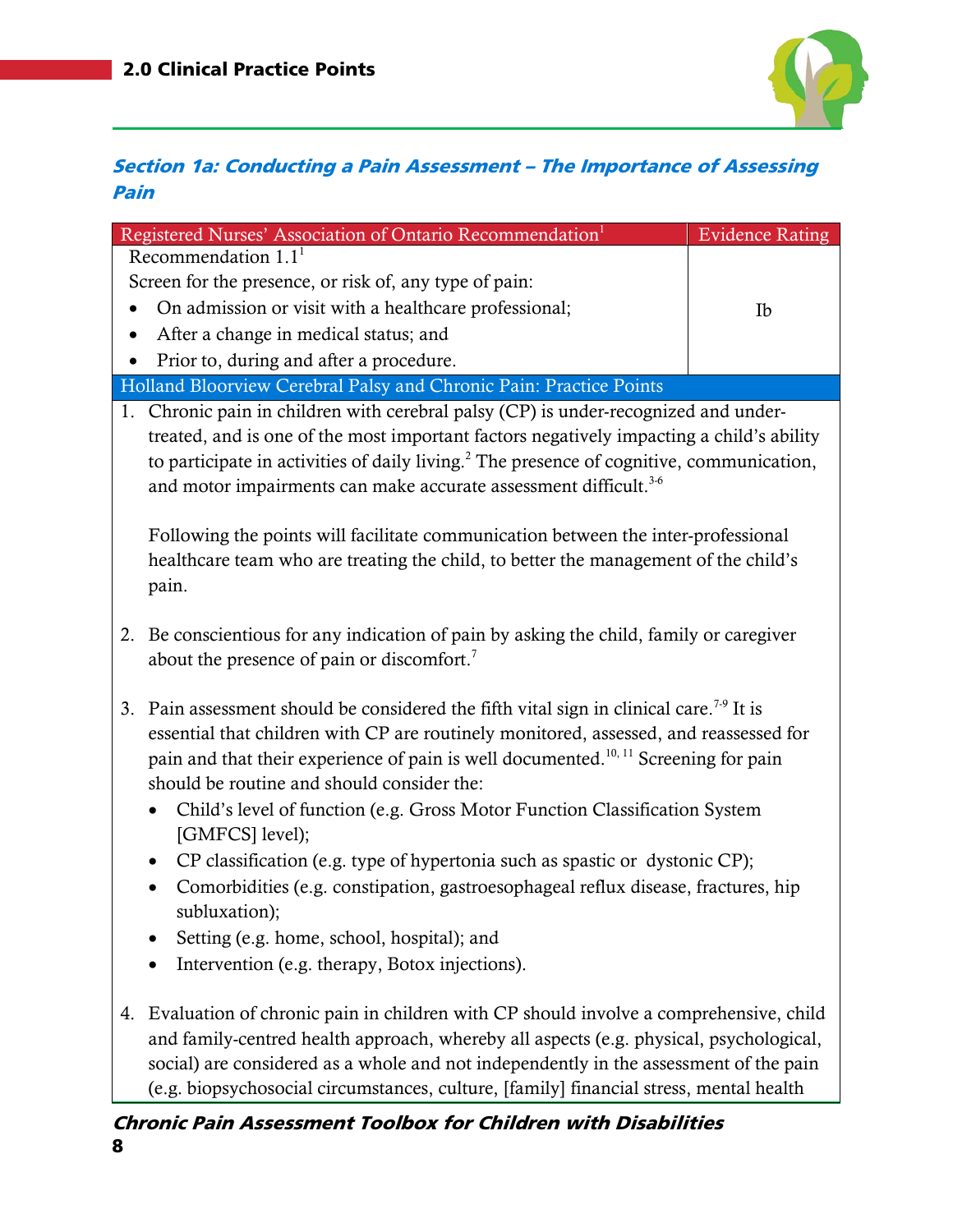## 2.0 Clinical Practice Points

### *Section 1a: Conducting a Pain Assessment – The Importance of Assessing Pain*

| Registered Nurses' Association of Ontario Recommendation[1] | Evidence Rating |
|---|---|
| Recommendation 1.1[1]<br>Screen for the presence, or risk of, any type of pain:<br>• On admission or visit with a healthcare professional;<br>• After a change in medical status; and<br>• Prior to, during and after a procedure. | Ib |

**Holland Bloorview Cerebral Palsy and Chronic Pain: Practice Points**

1. Chronic pain in children with cerebral palsy (CP) is under-recognized and under-treated, and is one of the most important factors negatively impacting a child's ability to participate in activities of daily living.[2] The presence of cognitive, communication, and motor impairments can make accurate assessment difficult.[3-6]

   Following the points will facilitate communication between the inter-professional healthcare team who are treating the child, to better the management of the child's pain.

2. Be conscientious for any indication of pain by asking the child, family or caregiver about the presence of pain or discomfort.[7]

3. Pain assessment should be considered the fifth vital sign in clinical care.[7-9] It is essential that children with CP are routinely monitored, assessed, and reassessed for pain and that their experience of pain is well documented.[10, 11] Screening for pain should be routine and should consider the:
   - Child's level of function (e.g. Gross Motor Function Classification System [GMFCS] level);
   - CP classification (e.g. type of hypertonia such as spastic or dystonic CP);
   - Comorbidities (e.g. constipation, gastroesophageal reflux disease, fractures, hip subluxation);
   - Setting (e.g. home, school, hospital); and
   - Intervention (e.g. therapy, Botox injections).

4. Evaluation of chronic pain in children with CP should involve a comprehensive, child and family-centred health approach, whereby all aspects (e.g. physical, psychological, social) are considered as a whole and not independently in the assessment of the pain (e.g. biopsychosocial circumstances, culture, [family] financial stress, mental health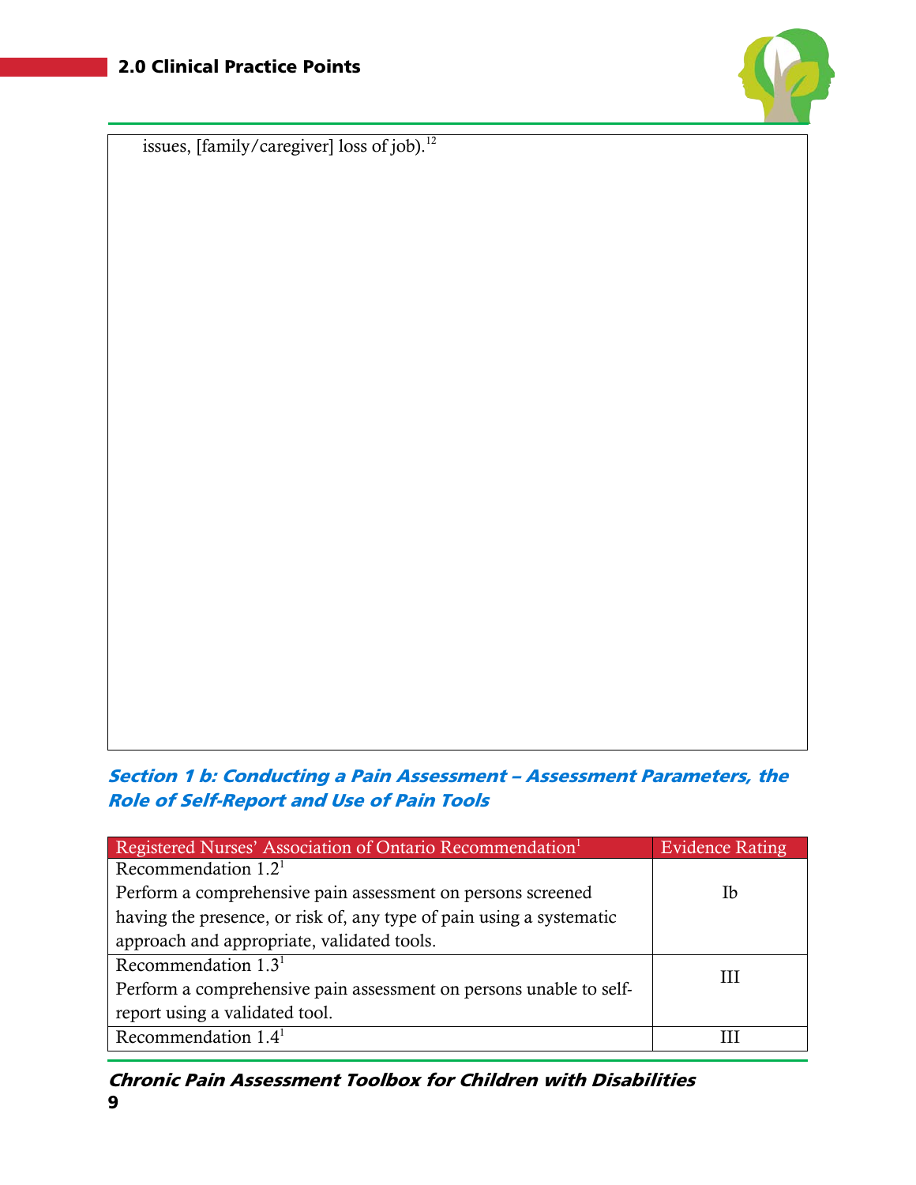issues, [family/caregiver] loss of job).[12]

### *Section 1 b: Conducting a Pain Assessment – Assessment Parameters, the Role of Self-Report and Use of Pain Tools*

| Registered Nurses' Association of Ontario Recommendation[1] | Evidence Rating |
|---|---|
| Recommendation 1.2[1]<br>Perform a comprehensive pain assessment on persons screened having the presence, or risk of, any type of pain using a systematic approach and appropriate, validated tools. | Ib |
| Recommendation 1.3[1]<br>Perform a comprehensive pain assessment on persons unable to self-report using a validated tool. | III |
| Recommendation 1.4[1] | III |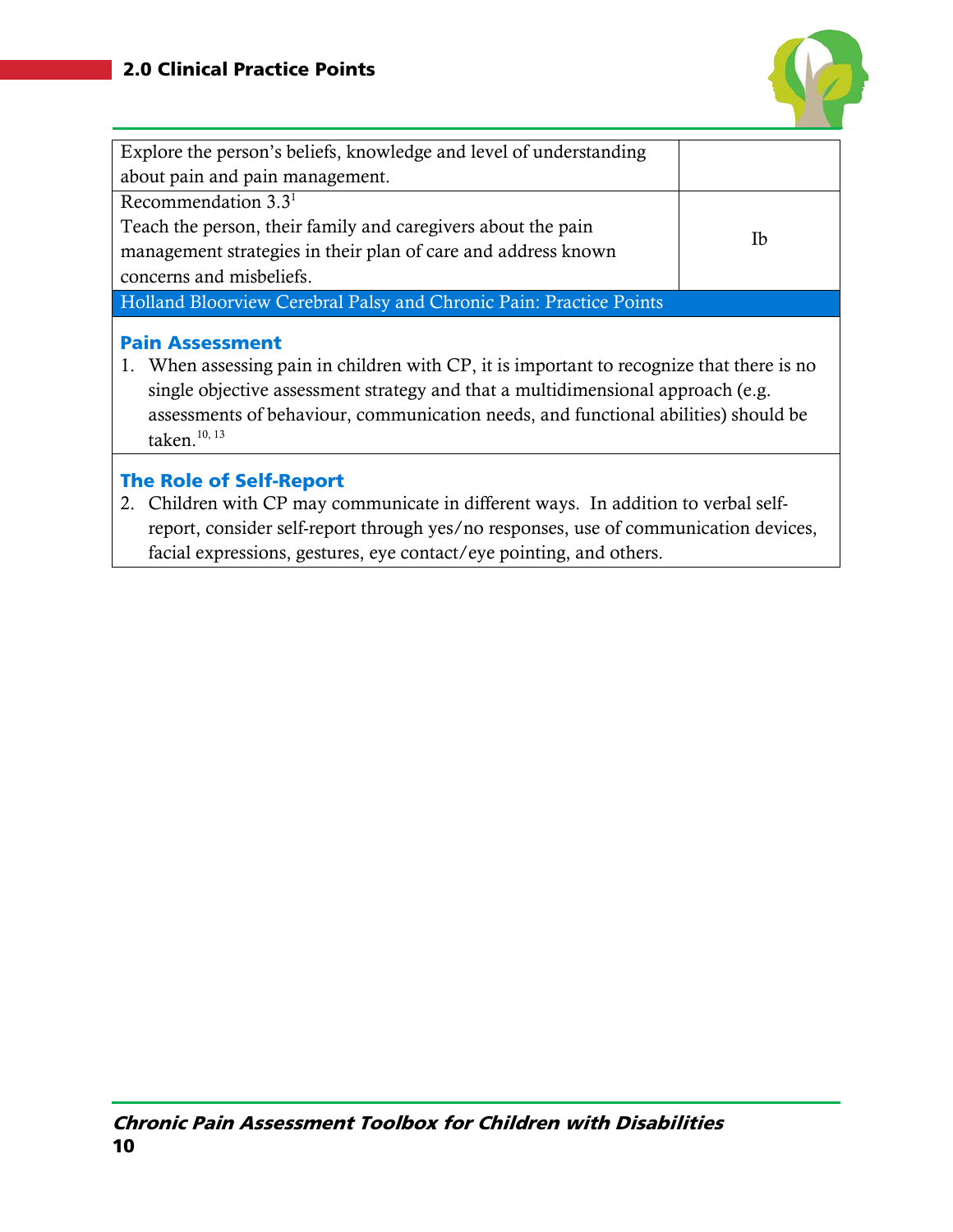| | |
|---|---|
| Explore the person's beliefs, knowledge and level of understanding about pain and pain management. | |
| Recommendation 3.3[1]<br>Teach the person, their family and caregivers about the pain management strategies in their plan of care and address known concerns and misbeliefs. | Ib |

**Holland Bloorview Cerebral Palsy and Chronic Pain: Practice Points**

### Pain Assessment

1. When assessing pain in children with CP, it is important to recognize that there is no single objective assessment strategy and that a multidimensional approach (e.g. assessments of behaviour, communication needs, and functional abilities) should be taken.[10, 13]

### The Role of Self-Report

2. Children with CP may communicate in different ways. In addition to verbal self-report, consider self-report through yes/no responses, use of communication devices, facial expressions, gestures, eye contact/eye pointing, and others.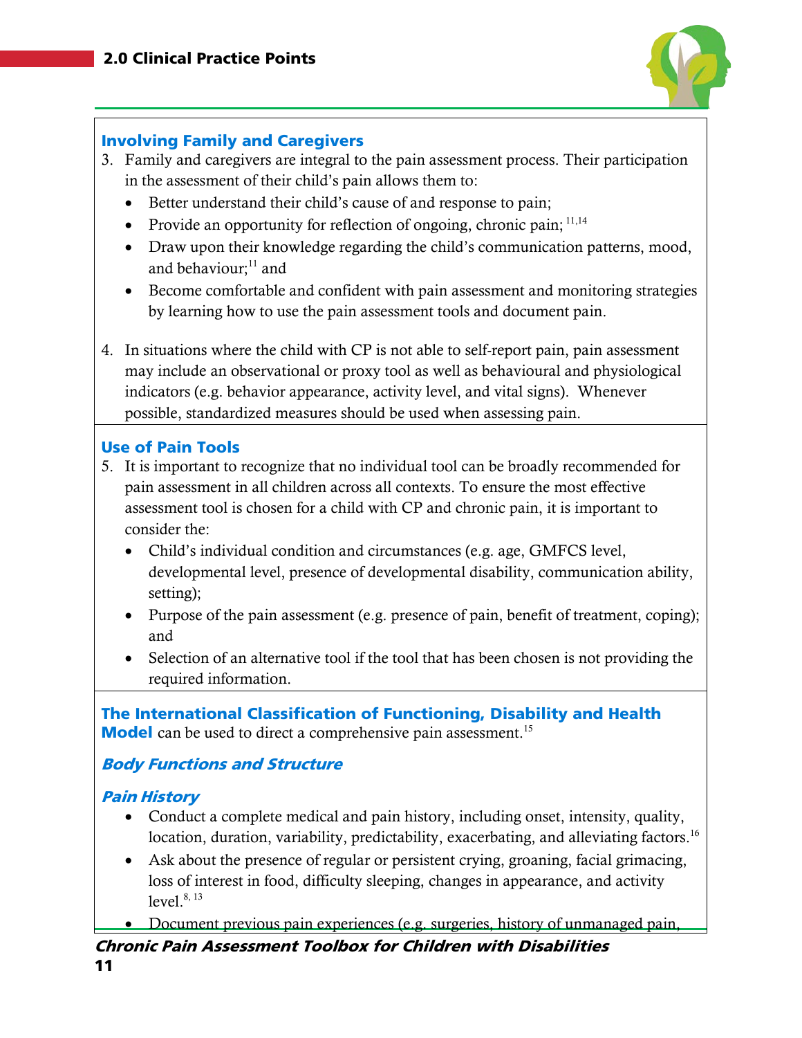### Involving Family and Caregivers

3. Family and caregivers are integral to the pain assessment process. Their participation in the assessment of their child's pain allows them to:
   - Better understand their child's cause of and response to pain;
   - Provide an opportunity for reflection of ongoing, chronic pain; [11,14]
   - Draw upon their knowledge regarding the child's communication patterns, mood, and behaviour;[11] and
   - Become comfortable and confident with pain assessment and monitoring strategies by learning how to use the pain assessment tools and document pain.

4. In situations where the child with CP is not able to self-report pain, pain assessment may include an observational or proxy tool as well as behavioural and physiological indicators (e.g. behavior appearance, activity level, and vital signs). Whenever possible, standardized measures should be used when assessing pain.

### Use of Pain Tools

5. It is important to recognize that no individual tool can be broadly recommended for pain assessment in all children across all contexts. To ensure the most effective assessment tool is chosen for a child with CP and chronic pain, it is important to consider the:
   - Child's individual condition and circumstances (e.g. age, GMFCS level, developmental level, presence of developmental disability, communication ability, setting);
   - Purpose of the pain assessment (e.g. presence of pain, benefit of treatment, coping); and
   - Selection of an alternative tool if the tool that has been chosen is not providing the required information.

**The International Classification of Functioning, Disability and Health Model** can be used to direct a comprehensive pain assessment.[15]

#### *Body Functions and Structure*

#### *Pain History*

- Conduct a complete medical and pain history, including onset, intensity, quality, location, duration, variability, predictability, exacerbating, and alleviating factors.[16]
- Ask about the presence of regular or persistent crying, groaning, facial grimacing, loss of interest in food, difficulty sleeping, changes in appearance, and activity level.[8, 13]
- Document previous pain experiences (e.g. surgeries, history of unmanaged pain,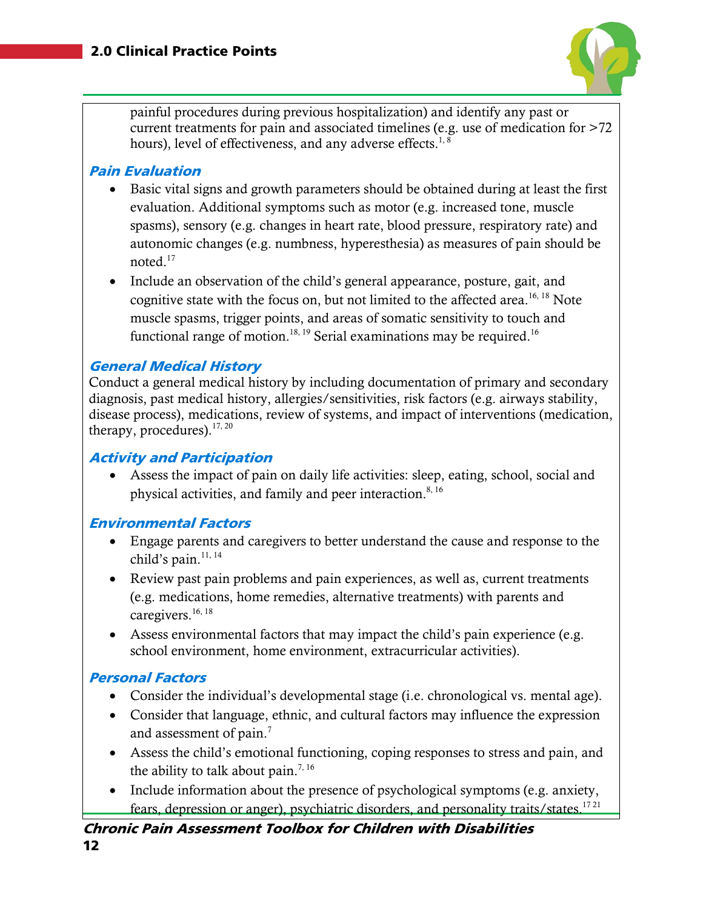painful procedures during previous hospitalization) and identify any past or current treatments for pain and associated timelines (e.g. use of medication for >72 hours), level of effectiveness, and any adverse effects.[1, 8]

### *Pain Evaluation*

- Basic vital signs and growth parameters should be obtained during at least the first evaluation. Additional symptoms such as motor (e.g. increased tone, muscle spasms), sensory (e.g. changes in heart rate, blood pressure, respiratory rate) and autonomic changes (e.g. numbness, hyperesthesia) as measures of pain should be noted.[17]
- Include an observation of the child's general appearance, posture, gait, and cognitive state with the focus on, but not limited to the affected area.[16, 18] Note muscle spasms, trigger points, and areas of somatic sensitivity to touch and functional range of motion.[18, 19] Serial examinations may be required.[16]

### *General Medical History*

Conduct a general medical history by including documentation of primary and secondary diagnosis, past medical history, allergies/sensitivities, risk factors (e.g. airways stability, disease process), medications, review of systems, and impact of interventions (medication, therapy, procedures).[17, 20]

### *Activity and Participation*

- Assess the impact of pain on daily life activities: sleep, eating, school, social and physical activities, and family and peer interaction.[8, 16]

### *Environmental Factors*

- Engage parents and caregivers to better understand the cause and response to the child's pain.[11, 14]
- Review past pain problems and pain experiences, as well as, current treatments (e.g. medications, home remedies, alternative treatments) with parents and caregivers.[16, 18]
- Assess environmental factors that may impact the child's pain experience (e.g. school environment, home environment, extracurricular activities).

### *Personal Factors*

- Consider the individual's developmental stage (i.e. chronological vs. mental age).
- Consider that language, ethnic, and cultural factors may influence the expression and assessment of pain.[7]
- Assess the child's emotional functioning, coping responses to stress and pain, and the ability to talk about pain.[7, 16]
- Include information about the presence of psychological symptoms (e.g. anxiety, fears, depression or anger), psychiatric disorders, and personality traits/states.[17 21]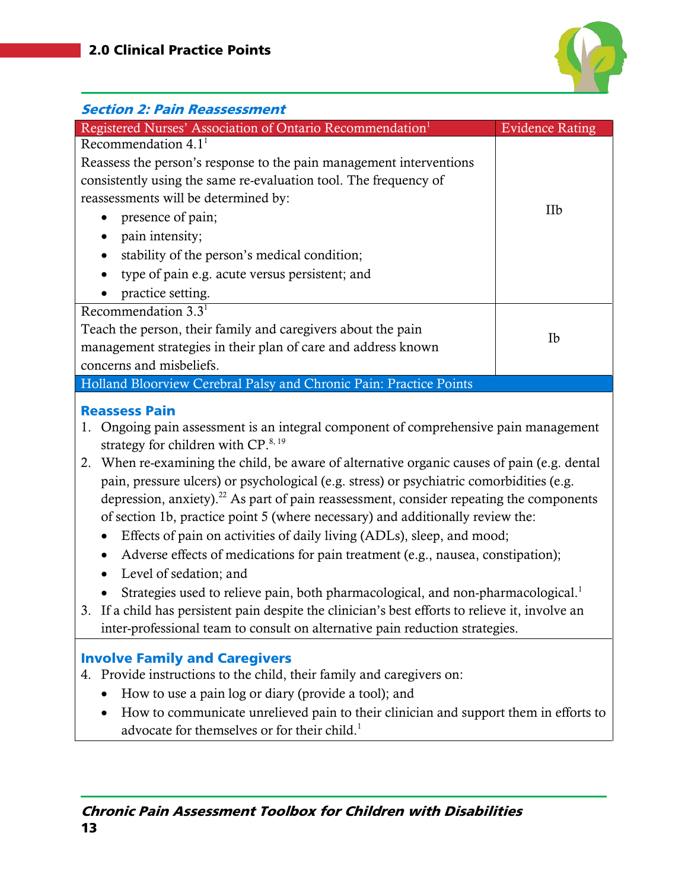## Section 2: Pain Reassessment

| Registered Nurses' Association of Ontario Recommendation[1] | Evidence Rating |
|---|---|
| Recommendation 4.1[1]<br>Reassess the person's response to the pain management interventions consistently using the same re-evaluation tool. The frequency of reassessments will be determined by:<br>• presence of pain;<br>• pain intensity;<br>• stability of the person's medical condition;<br>• type of pain e.g. acute versus persistent; and<br>• practice setting. | IIb |
| Recommendation 3.3[1]<br>Teach the person, their family and caregivers about the pain management strategies in their plan of care and address known concerns and misbeliefs. | Ib |

**Holland Bloorview Cerebral Palsy and Chronic Pain: Practice Points**

### Reassess Pain

1. Ongoing pain assessment is an integral component of comprehensive pain management strategy for children with CP.[8, 19]
2. When re-examining the child, be aware of alternative organic causes of pain (e.g. dental pain, pressure ulcers) or psychological (e.g. stress) or psychiatric comorbidities (e.g. depression, anxiety).[22] As part of pain reassessment, consider repeating the components of section 1b, practice point 5 (where necessary) and additionally review the:
   - Effects of pain on activities of daily living (ADLs), sleep, and mood;
   - Adverse effects of medications for pain treatment (e.g., nausea, constipation);
   - Level of sedation; and
   - Strategies used to relieve pain, both pharmacological, and non-pharmacological.[1]
3. If a child has persistent pain despite the clinician's best efforts to relieve it, involve an inter-professional team to consult on alternative pain reduction strategies.

### Involve Family and Caregivers

4. Provide instructions to the child, their family and caregivers on:
   - How to use a pain log or diary (provide a tool); and
   - How to communicate unrelieved pain to their clinician and support them in efforts to advocate for themselves or for their child.[1]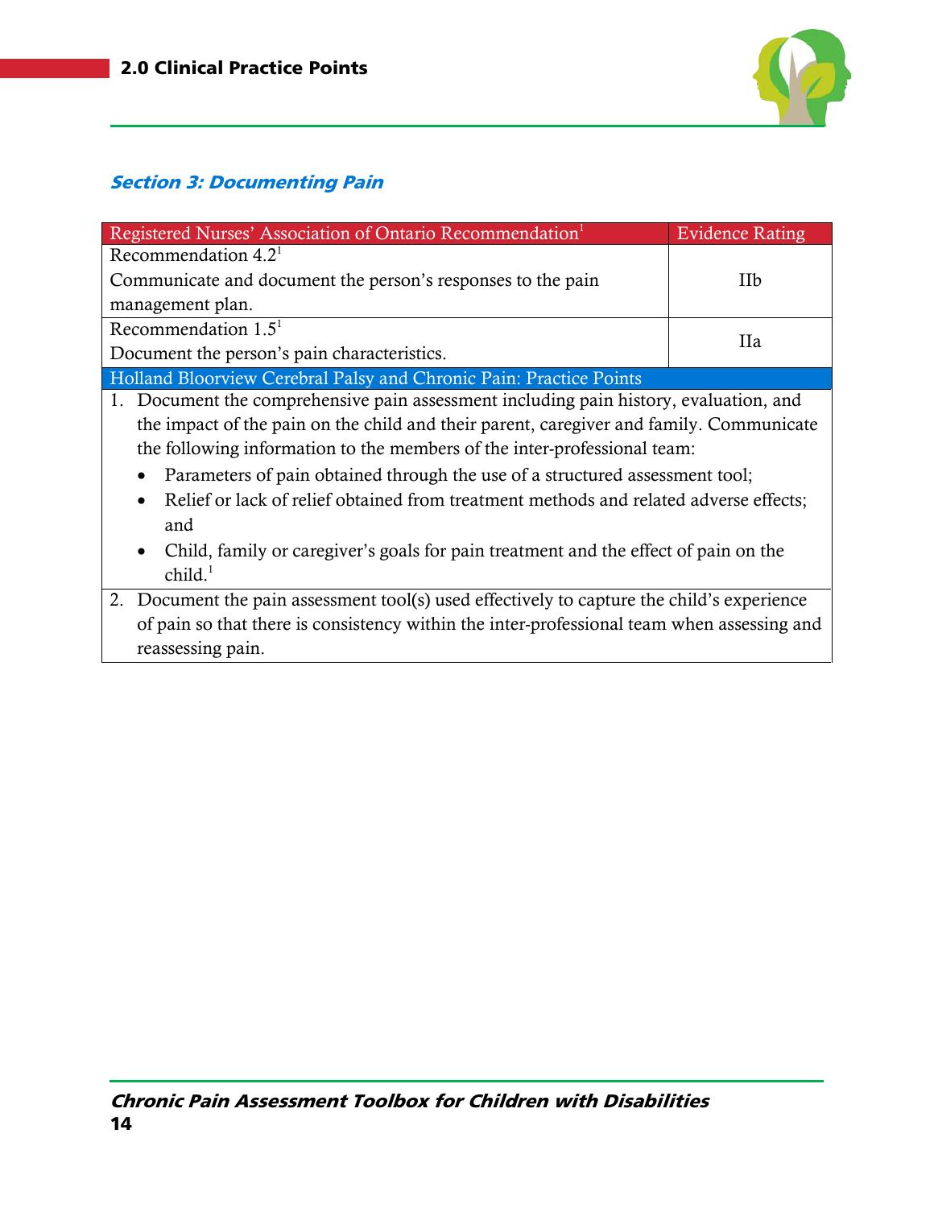### Section 3: Documenting Pain

| Registered Nurses' Association of Ontario Recommendation[1] | Evidence Rating |
|---|---|
| Recommendation 4.2[1]<br>Communicate and document the person's responses to the pain management plan. | IIb |
| Recommendation 1.5[1]<br>Document the person's pain characteristics. | IIa |

| Holland Bloorview Cerebral Palsy and Chronic Pain: Practice Points |
|---|
| 1. Document the comprehensive pain assessment including pain history, evaluation, and the impact of the pain on the child and their parent, caregiver and family. Communicate the following information to the members of the inter-professional team:<br>• Parameters of pain obtained through the use of a structured assessment tool;<br>• Relief or lack of relief obtained from treatment methods and related adverse effects; and<br>• Child, family or caregiver's goals for pain treatment and the effect of pain on the child.[1] |
| 2. Document the pain assessment tool(s) used effectively to capture the child's experience of pain so that there is consistency within the inter-professional team when assessing and reassessing pain. |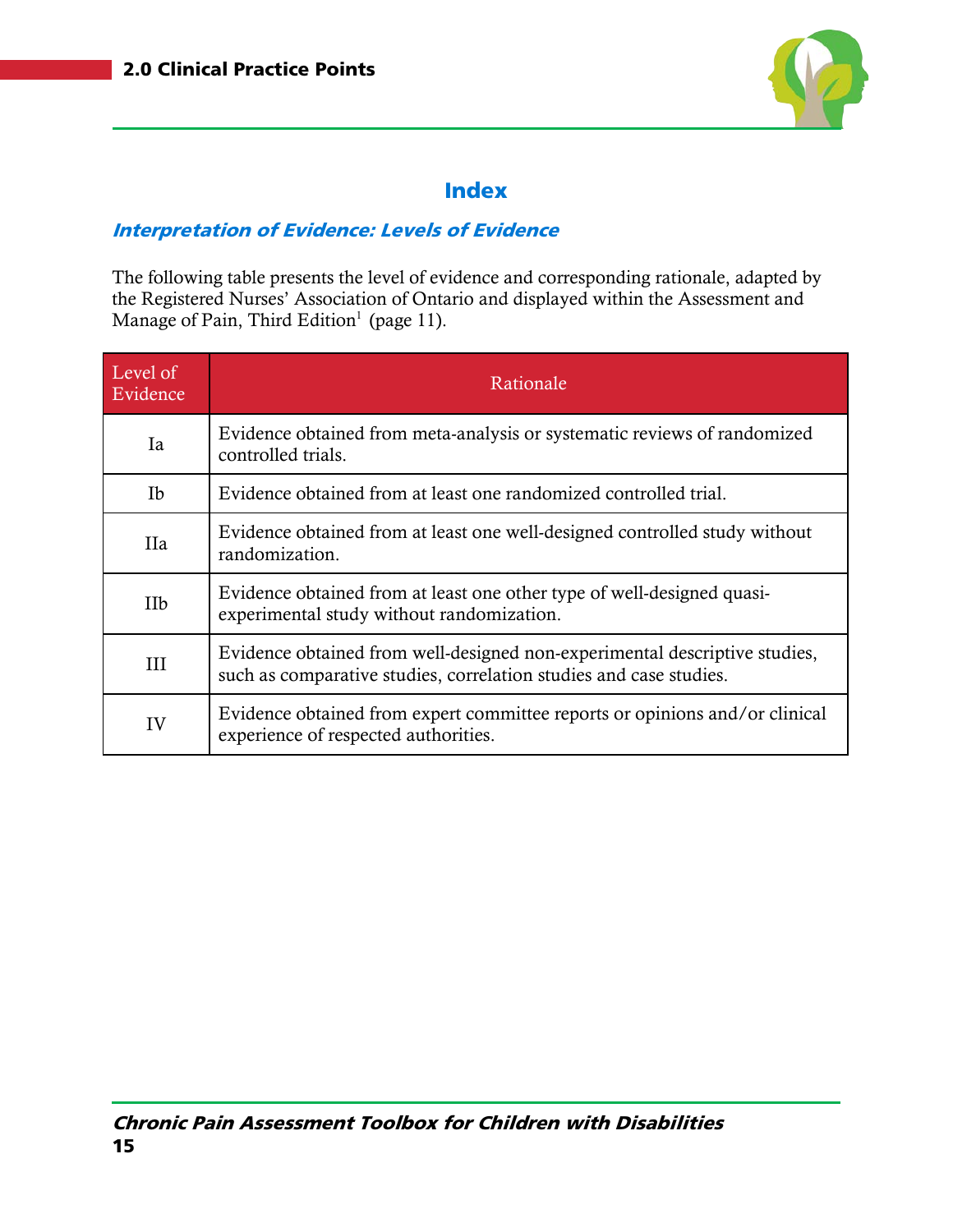## Index

### *Interpretation of Evidence: Levels of Evidence*

The following table presents the level of evidence and corresponding rationale, adapted by the Registered Nurses' Association of Ontario and displayed within the Assessment and Manage of Pain, Third Edition[1] (page 11).

| Level of Evidence | Rationale |
|---|---|
| Ia | Evidence obtained from meta-analysis or systematic reviews of randomized controlled trials. |
| Ib | Evidence obtained from at least one randomized controlled trial. |
| IIa | Evidence obtained from at least one well-designed controlled study without randomization. |
| IIb | Evidence obtained from at least one other type of well-designed quasi-experimental study without randomization. |
| III | Evidence obtained from well-designed non-experimental descriptive studies, such as comparative studies, correlation studies and case studies. |
| IV | Evidence obtained from expert committee reports or opinions and/or clinical experience of respected authorities. |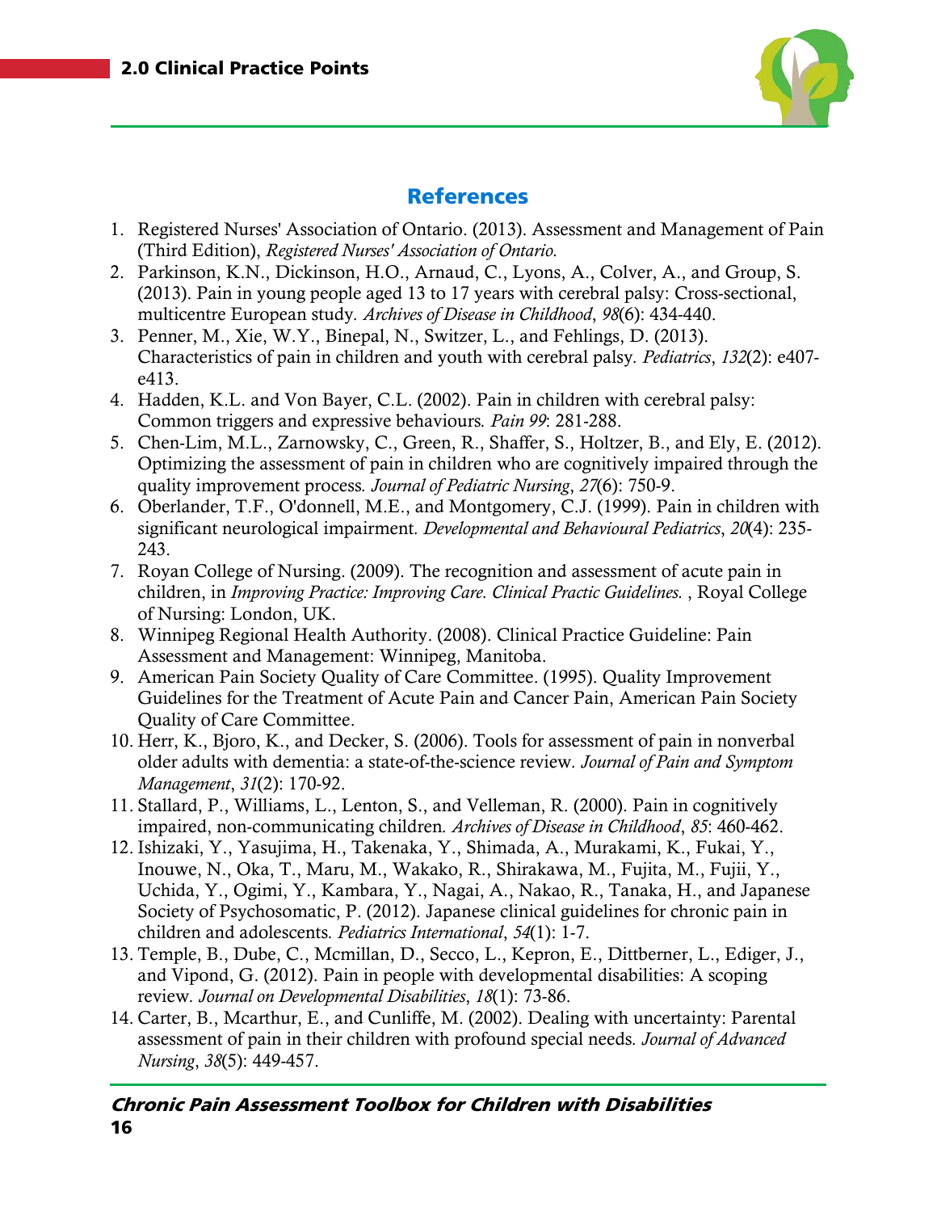## References

1. Registered Nurses' Association of Ontario. (2013). Assessment and Management of Pain (Third Edition), *Registered Nurses' Association of Ontario.*
2. Parkinson, K.N., Dickinson, H.O., Arnaud, C., Lyons, A., Colver, A., and Group, S. (2013). Pain in young people aged 13 to 17 years with cerebral palsy: Cross-sectional, multicentre European study. *Archives of Disease in Childhood*, *98*(6): 434-440.
3. Penner, M., Xie, W.Y., Binepal, N., Switzer, L., and Fehlings, D. (2013). Characteristics of pain in children and youth with cerebral palsy. *Pediatrics*, *132*(2): e407-e413.
4. Hadden, K.L. and Von Bayer, C.L. (2002). Pain in children with cerebral palsy: Common triggers and expressive behaviours. *Pain 99*: 281-288.
5. Chen-Lim, M.L., Zarnowsky, C., Green, R., Shaffer, S., Holtzer, B., and Ely, E. (2012). Optimizing the assessment of pain in children who are cognitively impaired through the quality improvement process. *Journal of Pediatric Nursing*, *27*(6): 750-9.
6. Oberlander, T.F., O'donnell, M.E., and Montgomery, C.J. (1999). Pain in children with significant neurological impairment. *Developmental and Behavioural Pediatrics*, *20*(4): 235-243.
7. Royan College of Nursing. (2009). The recognition and assessment of acute pain in children, in *Improving Practice: Improving Care. Clinical Practic Guidelines.* , Royal College of Nursing: London, UK.
8. Winnipeg Regional Health Authority. (2008). Clinical Practice Guideline: Pain Assessment and Management: Winnipeg, Manitoba.
9. American Pain Society Quality of Care Committee. (1995). Quality Improvement Guidelines for the Treatment of Acute Pain and Cancer Pain, American Pain Society Quality of Care Committee.
10. Herr, K., Bjoro, K., and Decker, S. (2006). Tools for assessment of pain in nonverbal older adults with dementia: a state-of-the-science review. *Journal of Pain and Symptom Management*, *31*(2): 170-92.
11. Stallard, P., Williams, L., Lenton, S., and Velleman, R. (2000). Pain in cognitively impaired, non-communicating children. *Archives of Disease in Childhood*, *85*: 460-462.
12. Ishizaki, Y., Yasujima, H., Takenaka, Y., Shimada, A., Murakami, K., Fukai, Y., Inouwe, N., Oka, T., Maru, M., Wakako, R., Shirakawa, M., Fujita, M., Fujii, Y., Uchida, Y., Ogimi, Y., Kambara, Y., Nagai, A., Nakao, R., Tanaka, H., and Japanese Society of Psychosomatic, P. (2012). Japanese clinical guidelines for chronic pain in children and adolescents. *Pediatrics International*, *54*(1): 1-7.
13. Temple, B., Dube, C., Mcmillan, D., Secco, L., Kepron, E., Dittberner, L., Ediger, J., and Vipond, G. (2012). Pain in people with developmental disabilities: A scoping review. *Journal on Developmental Disabilities*, *18*(1): 73-86.
14. Carter, B., Mcarthur, E., and Cunliffe, M. (2002). Dealing with uncertainty: Parental assessment of pain in their children with profound special needs. *Journal of Advanced Nursing*, *38*(5): 449-457.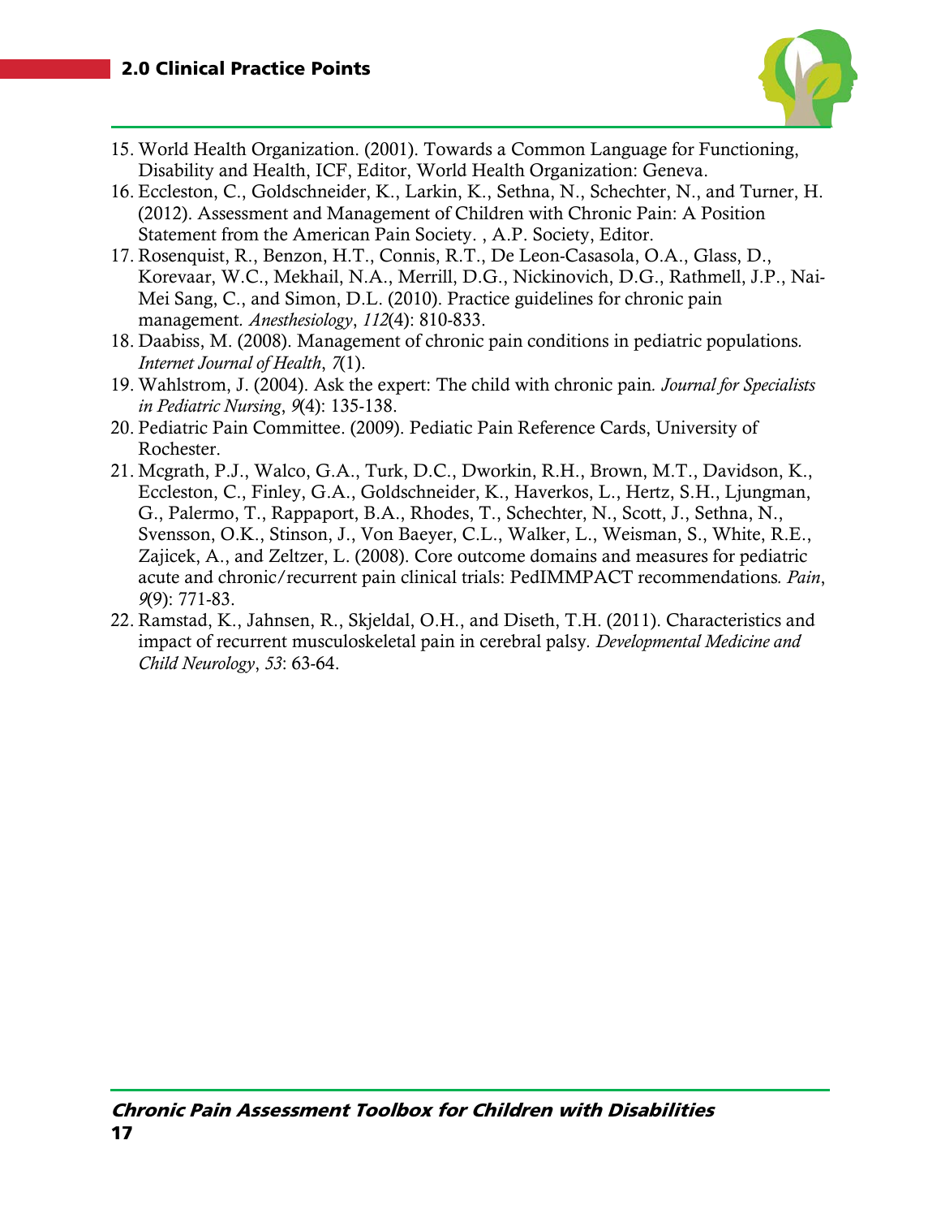15. World Health Organization. (2001). Towards a Common Language for Functioning, Disability and Health, ICF, Editor, World Health Organization: Geneva.
16. Eccleston, C., Goldschneider, K., Larkin, K., Sethna, N., Schechter, N., and Turner, H. (2012). Assessment and Management of Children with Chronic Pain: A Position Statement from the American Pain Society. , A.P. Society, Editor.
17. Rosenquist, R., Benzon, H.T., Connis, R.T., De Leon-Casasola, O.A., Glass, D., Korevaar, W.C., Mekhail, N.A., Merrill, D.G., Nickinovich, D.G., Rathmell, J.P., Nai-Mei Sang, C., and Simon, D.L. (2010). Practice guidelines for chronic pain management. *Anesthesiology*, *112*(4): 810-833.
18. Daabiss, M. (2008). Management of chronic pain conditions in pediatric populations. *Internet Journal of Health*, *7*(1).
19. Wahlstrom, J. (2004). Ask the expert: The child with chronic pain. *Journal for Specialists in Pediatric Nursing*, *9*(4): 135-138.
20. Pediatric Pain Committee. (2009). Pediatic Pain Reference Cards, University of Rochester.
21. Mcgrath, P.J., Walco, G.A., Turk, D.C., Dworkin, R.H., Brown, M.T., Davidson, K., Eccleston, C., Finley, G.A., Goldschneider, K., Haverkos, L., Hertz, S.H., Ljungman, G., Palermo, T., Rappaport, B.A., Rhodes, T., Schechter, N., Scott, J., Sethna, N., Svensson, O.K., Stinson, J., Von Baeyer, C.L., Walker, L., Weisman, S., White, R.E., Zajicek, A., and Zeltzer, L. (2008). Core outcome domains and measures for pediatric acute and chronic/recurrent pain clinical trials: PedIMMPACT recommendations. *Pain*, *9*(9): 771-83.
22. Ramstad, K., Jahnsen, R., Skjeldal, O.H., and Diseth, T.H. (2011). Characteristics and impact of recurrent musculoskeletal pain in cerebral palsy. *Developmental Medicine and Child Neurology*, *53*: 63-64.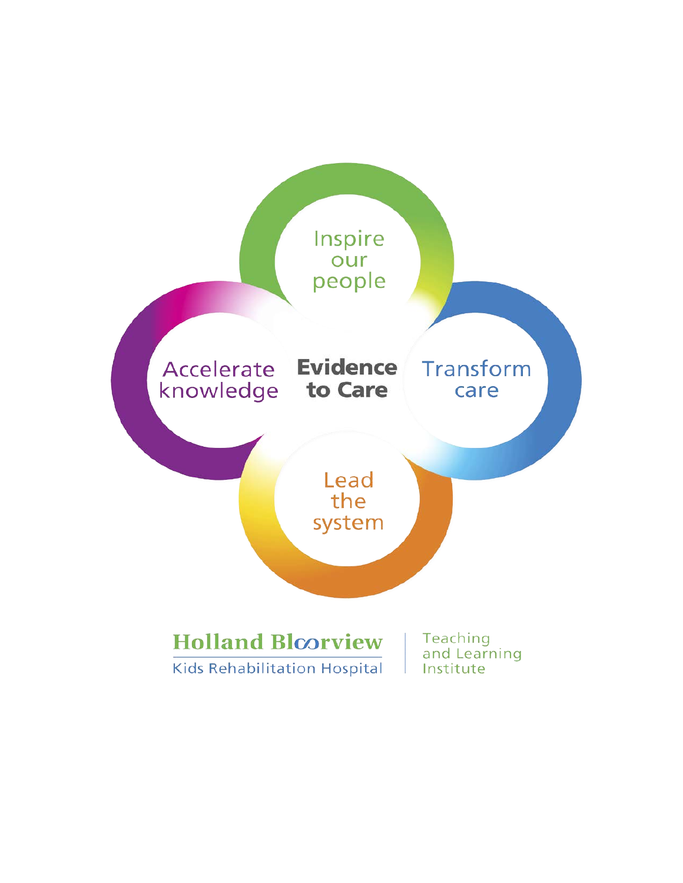Inspire our people

Accelerate knowledge

**Evidence to Care**

Transform care

Lead the system

Holland Bloorview
Kids Rehabilitation Hospital

Teaching and Learning Institute